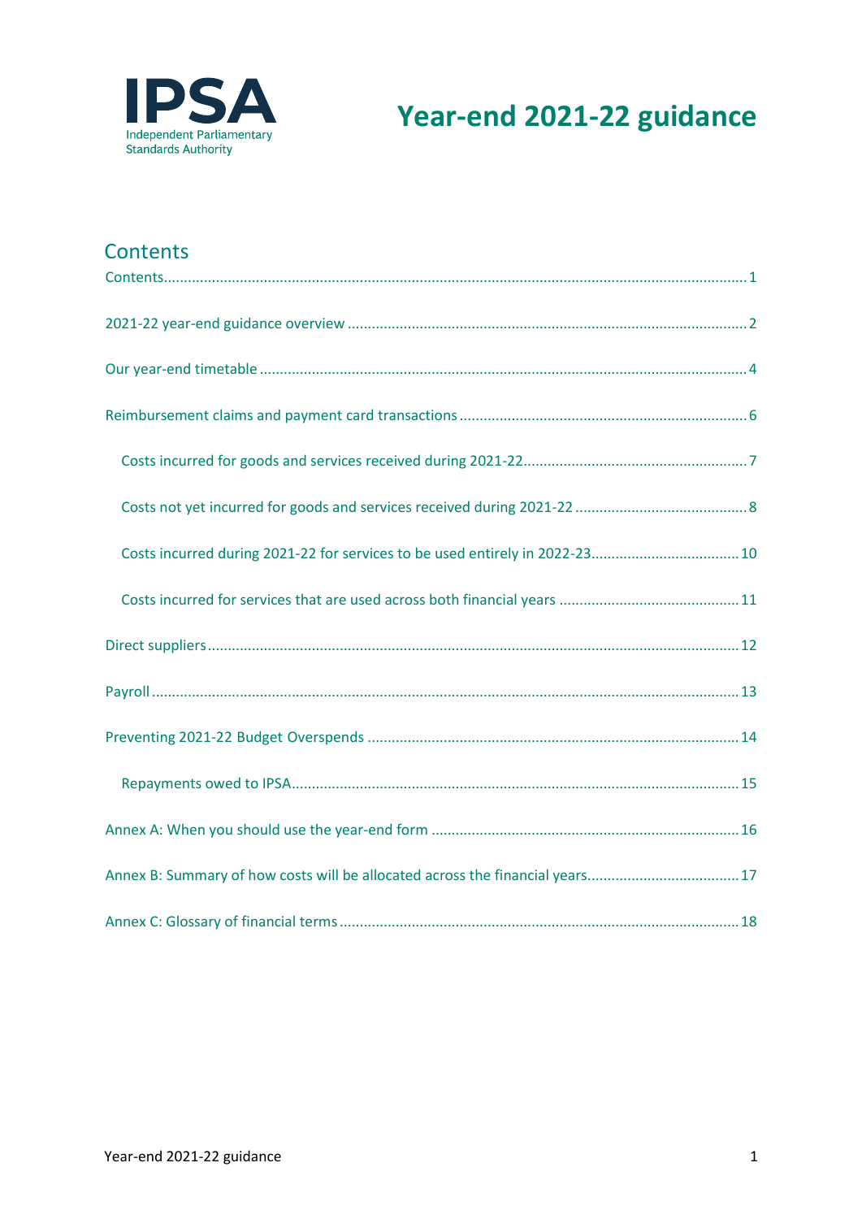IPSA

Independent Parliamentary Standards Authority

# Year-end 2021-22 guidance

## Contents

Contents .......... 1

2021-22 year-end guidance overview .......... 2

Our year-end timetable .......... 4

Reimbursement claims and payment card transactions .......... 6

- Costs incurred for goods and services received during 2021-22 .......... 7
- Costs not yet incurred for goods and services received during 2021-22 .......... 8
- Costs incurred during 2021-22 for services to be used entirely in 2022-23 .......... 10
- Costs incurred for services that are used across both financial years .......... 11

Direct suppliers .......... 12

Payroll .......... 13

Preventing 2021-22 Budget Overspends .......... 14

- Repayments owed to IPSA .......... 15

Annex A: When you should use the year-end form .......... 16

Annex B: Summary of how costs will be allocated across the financial years .......... 17

Annex C: Glossary of financial terms .......... 18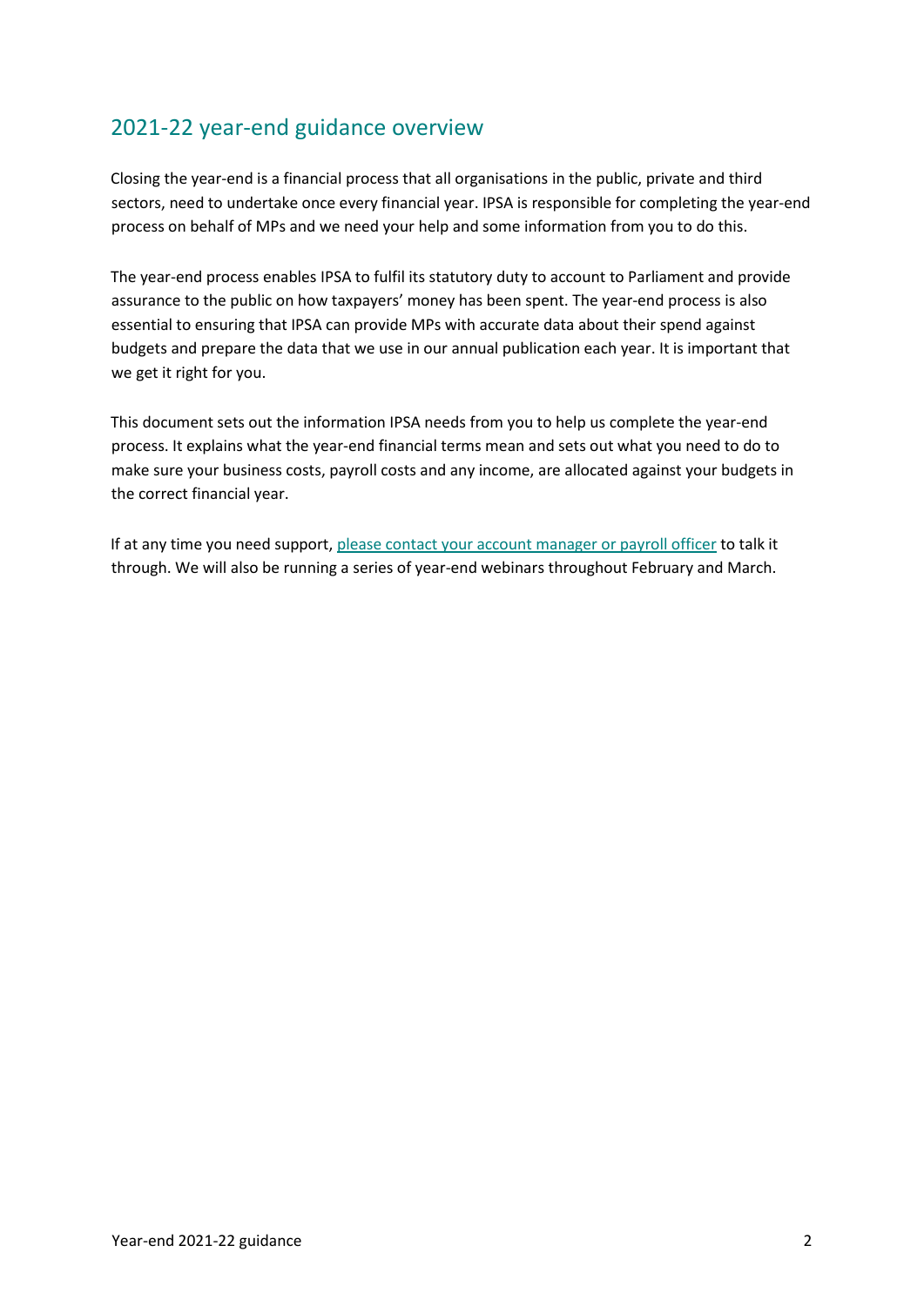## 2021-22 year-end guidance overview

Closing the year-end is a financial process that all organisations in the public, private and third sectors, need to undertake once every financial year. IPSA is responsible for completing the year-end process on behalf of MPs and we need your help and some information from you to do this.

The year-end process enables IPSA to fulfil its statutory duty to account to Parliament and provide assurance to the public on how taxpayers' money has been spent. The year-end process is also essential to ensuring that IPSA can provide MPs with accurate data about their spend against budgets and prepare the data that we use in our annual publication each year. It is important that we get it right for you.

This document sets out the information IPSA needs from you to help us complete the year-end process. It explains what the year-end financial terms mean and sets out what you need to do to make sure your business costs, payroll costs and any income, are allocated against your budgets in the correct financial year.

If at any time you need support, please contact your account manager or payroll officer to talk it through. We will also be running a series of year-end webinars throughout February and March.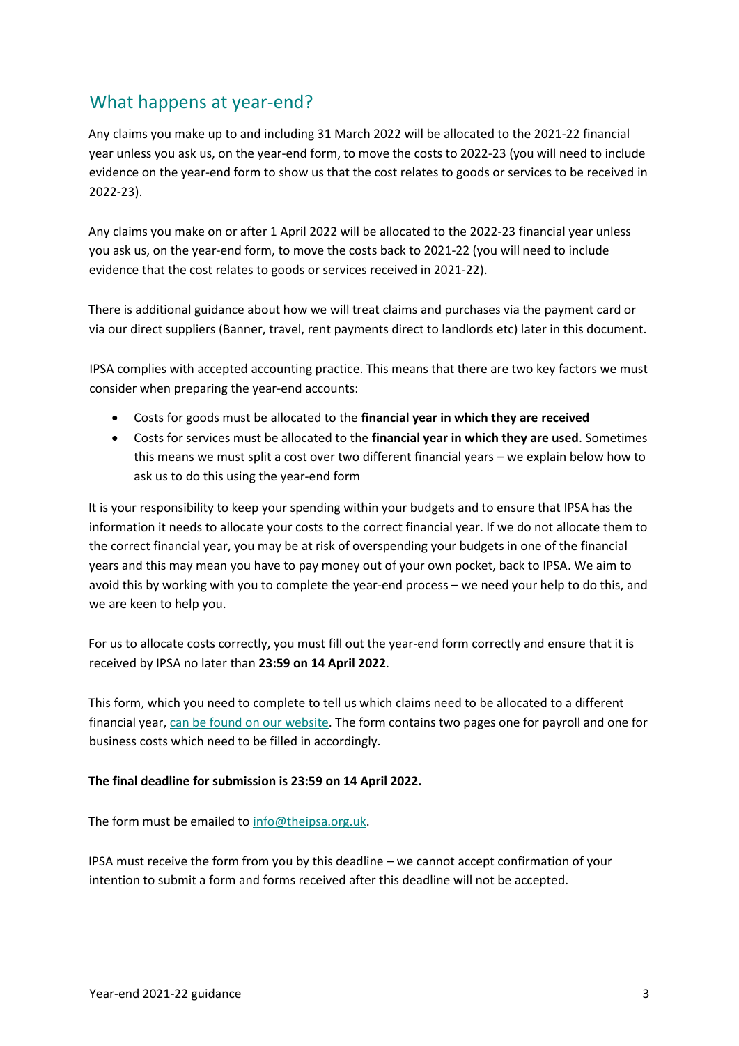## What happens at year-end?

Any claims you make up to and including 31 March 2022 will be allocated to the 2021-22 financial year unless you ask us, on the year-end form, to move the costs to 2022-23 (you will need to include evidence on the year-end form to show us that the cost relates to goods or services to be received in 2022-23).

Any claims you make on or after 1 April 2022 will be allocated to the 2022-23 financial year unless you ask us, on the year-end form, to move the costs back to 2021-22 (you will need to include evidence that the cost relates to goods or services received in 2021-22).

There is additional guidance about how we will treat claims and purchases via the payment card or via our direct suppliers (Banner, travel, rent payments direct to landlords etc) later in this document.

IPSA complies with accepted accounting practice. This means that there are two key factors we must consider when preparing the year-end accounts:

- Costs for goods must be allocated to the **financial year in which they are received**
- Costs for services must be allocated to the **financial year in which they are used**. Sometimes this means we must split a cost over two different financial years – we explain below how to ask us to do this using the year-end form

It is your responsibility to keep your spending within your budgets and to ensure that IPSA has the information it needs to allocate your costs to the correct financial year. If we do not allocate them to the correct financial year, you may be at risk of overspending your budgets in one of the financial years and this may mean you have to pay money out of your own pocket, back to IPSA. We aim to avoid this by working with you to complete the year-end process – we need your help to do this, and we are keen to help you.

For us to allocate costs correctly, you must fill out the year-end form correctly and ensure that it is received by IPSA no later than **23:59 on 14 April 2022**.

This form, which you need to complete to tell us which claims need to be allocated to a different financial year, can be found on our website. The form contains two pages one for payroll and one for business costs which need to be filled in accordingly.

**The final deadline for submission is 23:59 on 14 April 2022.**

The form must be emailed to info@theipsa.org.uk.

IPSA must receive the form from you by this deadline – we cannot accept confirmation of your intention to submit a form and forms received after this deadline will not be accepted.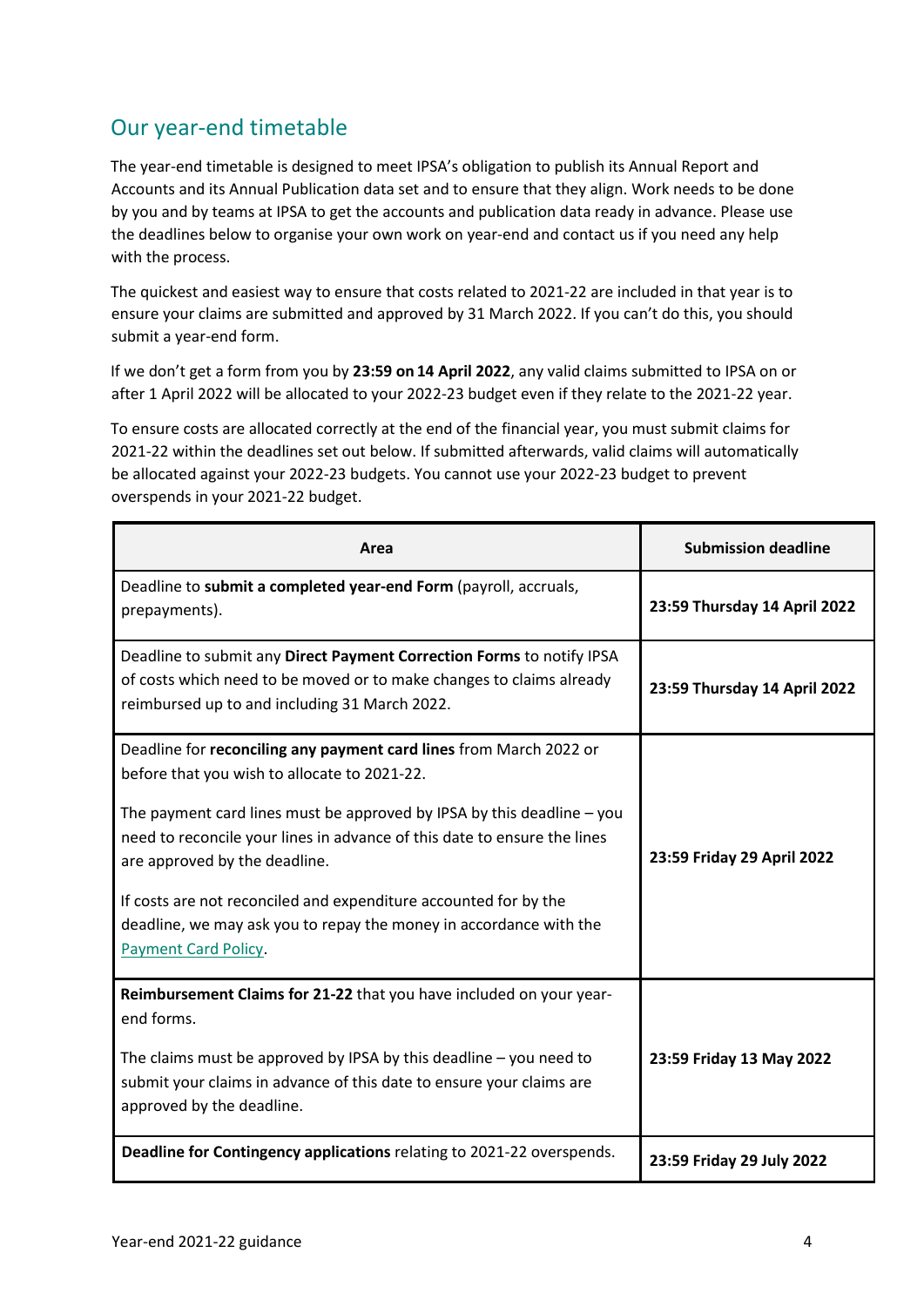## Our year-end timetable

The year-end timetable is designed to meet IPSA's obligation to publish its Annual Report and Accounts and its Annual Publication data set and to ensure that they align. Work needs to be done by you and by teams at IPSA to get the accounts and publication data ready in advance. Please use the deadlines below to organise your own work on year-end and contact us if you need any help with the process.

The quickest and easiest way to ensure that costs related to 2021-22 are included in that year is to ensure your claims are submitted and approved by 31 March 2022. If you can't do this, you should submit a year-end form.

If we don't get a form from you by **23:59 on 14 April 2022**, any valid claims submitted to IPSA on or after 1 April 2022 will be allocated to your 2022-23 budget even if they relate to the 2021-22 year.

To ensure costs are allocated correctly at the end of the financial year, you must submit claims for 2021-22 within the deadlines set out below. If submitted afterwards, valid claims will automatically be allocated against your 2022-23 budgets. You cannot use your 2022-23 budget to prevent overspends in your 2021-22 budget.

| Area | Submission deadline |
|---|---|
| Deadline to **submit a completed year-end Form** (payroll, accruals, prepayments). | **23:59 Thursday 14 April 2022** |
| Deadline to submit any **Direct Payment Correction Forms** to notify IPSA of costs which need to be moved or to make changes to claims already reimbursed up to and including 31 March 2022. | **23:59 Thursday 14 April 2022** |
| Deadline for **reconciling any payment card lines** from March 2022 or before that you wish to allocate to 2021-22.<br><br>The payment card lines must be approved by IPSA by this deadline – you need to reconcile your lines in advance of this date to ensure the lines are approved by the deadline.<br><br>If costs are not reconciled and expenditure accounted for by the deadline, we may ask you to repay the money in accordance with the Payment Card Policy. | **23:59 Friday 29 April 2022** |
| **Reimbursement Claims for 21-22** that you have included on your year-end forms.<br><br>The claims must be approved by IPSA by this deadline – you need to submit your claims in advance of this date to ensure your claims are approved by the deadline. | **23:59 Friday 13 May 2022** |
| **Deadline for Contingency applications** relating to 2021-22 overspends. | **23:59 Friday 29 July 2022** |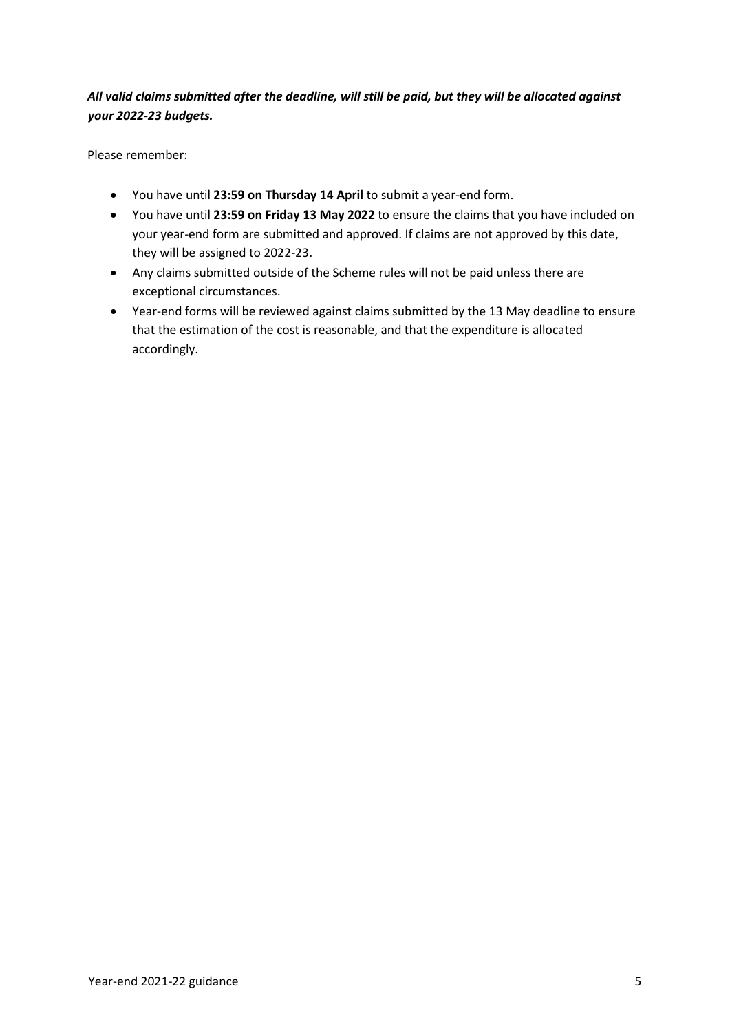***All valid claims submitted after the deadline, will still be paid, but they will be allocated against your 2022-23 budgets.***

Please remember:

- You have until **23:59 on Thursday 14 April** to submit a year-end form.
- You have until **23:59 on Friday 13 May 2022** to ensure the claims that you have included on your year-end form are submitted and approved. If claims are not approved by this date, they will be assigned to 2022-23.
- Any claims submitted outside of the Scheme rules will not be paid unless there are exceptional circumstances.
- Year-end forms will be reviewed against claims submitted by the 13 May deadline to ensure that the estimation of the cost is reasonable, and that the expenditure is allocated accordingly.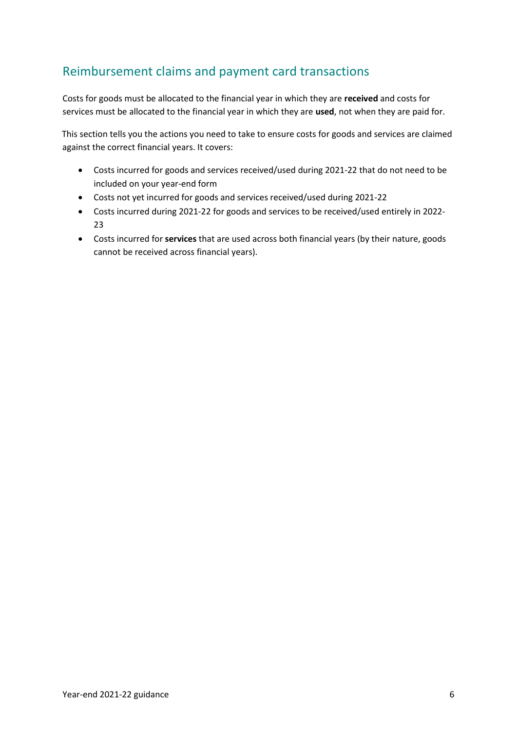## Reimbursement claims and payment card transactions

Costs for goods must be allocated to the financial year in which they are **received** and costs for services must be allocated to the financial year in which they are **used**, not when they are paid for.

This section tells you the actions you need to take to ensure costs for goods and services are claimed against the correct financial years. It covers:

- Costs incurred for goods and services received/used during 2021-22 that do not need to be included on your year-end form
- Costs not yet incurred for goods and services received/used during 2021-22
- Costs incurred during 2021-22 for goods and services to be received/used entirely in 2022-23
- Costs incurred for **services** that are used across both financial years (by their nature, goods cannot be received across financial years).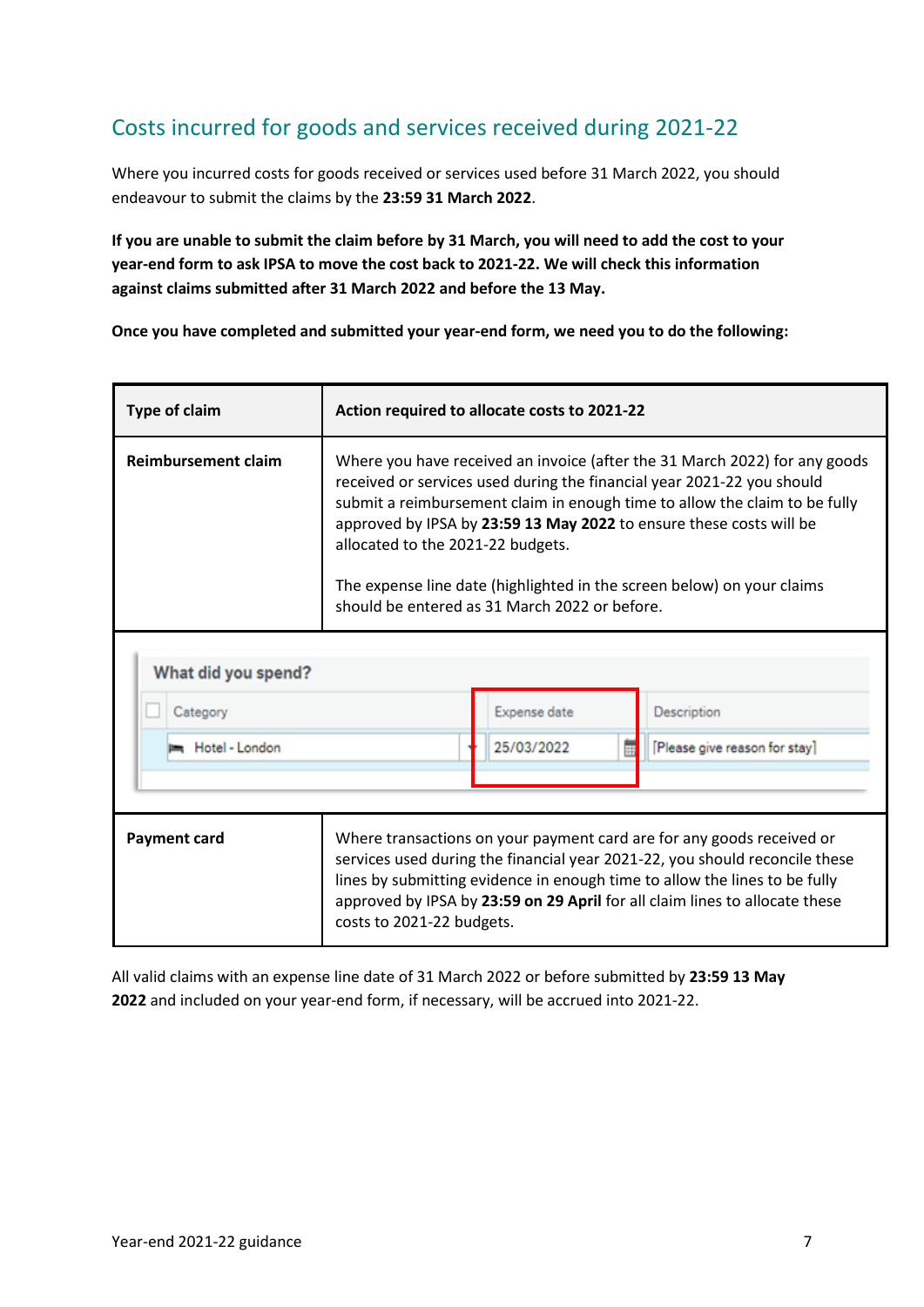## Costs incurred for goods and services received during 2021-22

Where you incurred costs for goods received or services used before 31 March 2022, you should endeavour to submit the claims by the **23:59 31 March 2022**.

**If you are unable to submit the claim before by 31 March, you will need to add the cost to your year-end form to ask IPSA to move the cost back to 2021-22. We will check this information against claims submitted after 31 March 2022 and before the 13 May.**

**Once you have completed and submitted your year-end form, we need you to do the following:**

| Type of claim | Action required to allocate costs to 2021-22 |
|---|---|
| **Reimbursement claim** | Where you have received an invoice (after the 31 March 2022) for any goods received or services used during the financial year 2021-22 you should submit a reimbursement claim in enough time to allow the claim to be fully approved by IPSA by **23:59 13 May 2022** to ensure these costs will be allocated to the 2021-22 budgets.<br><br>The expense line date (highlighted in the screen below) on your claims should be entered as 31 March 2022 or before. |
| What did you spend? — Category: Hotel - London; Expense date: 25/03/2022; Description: [Please give reason for stay] | |
| **Payment card** | Where transactions on your payment card are for any goods received or services used during the financial year 2021-22, you should reconcile these lines by submitting evidence in enough time to allow the lines to be fully approved by IPSA by **23:59 on 29 April** for all claim lines to allocate these costs to 2021-22 budgets. |

All valid claims with an expense line date of 31 March 2022 or before submitted by **23:59 13 May 2022** and included on your year-end form, if necessary, will be accrued into 2021-22.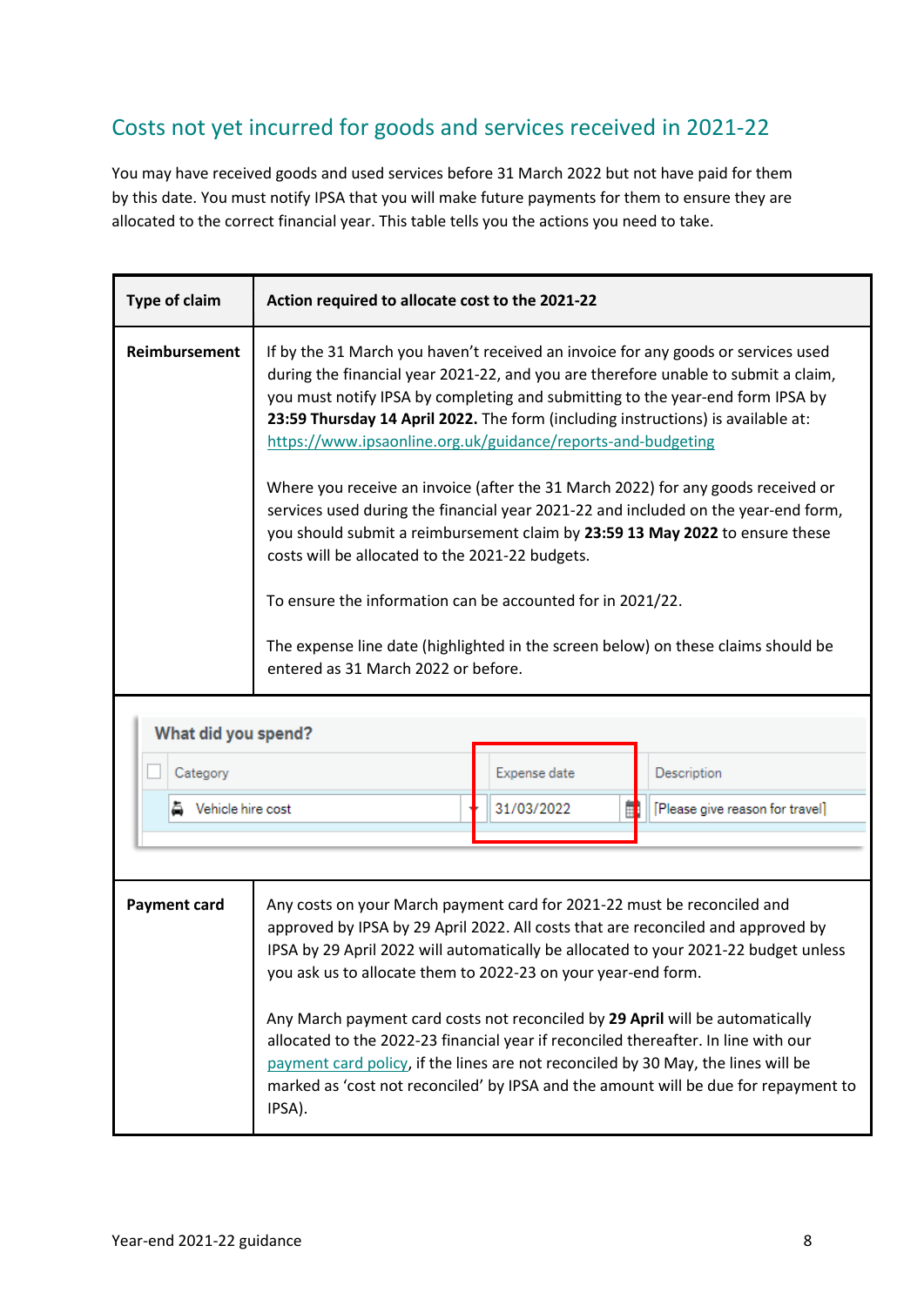## Costs not yet incurred for goods and services received in 2021-22

You may have received goods and used services before 31 March 2022 but not have paid for them by this date. You must notify IPSA that you will make future payments for them to ensure they are allocated to the correct financial year. This table tells you the actions you need to take.

| Type of claim | Action required to allocate cost to the 2021-22 |
|---|---|
| **Reimbursement** | If by the 31 March you haven't received an invoice for any goods or services used during the financial year 2021-22, and you are therefore unable to submit a claim, you must notify IPSA by completing and submitting to the year-end form IPSA by **23:59 Thursday 14 April 2022.** The form (including instructions) is available at: https://www.ipsaonline.org.uk/guidance/reports-and-budgeting<br><br>Where you receive an invoice (after the 31 March 2022) for any goods received or services used during the financial year 2021-22 and included on the year-end form, you should submit a reimbursement claim by **23:59 13 May 2022** to ensure these costs will be allocated to the 2021-22 budgets.<br><br>To ensure the information can be accounted for in 2021/22.<br><br>The expense line date (highlighted in the screen below) on these claims should be entered as 31 March 2022 or before. |
| | What did you spend? — Category: Vehicle hire cost; Expense date: 31/03/2022; Description: [Please give reason for travel] |
| **Payment card** | Any costs on your March payment card for 2021-22 must be reconciled and approved by IPSA by 29 April 2022. All costs that are reconciled and approved by IPSA by 29 April 2022 will automatically be allocated to your 2021-22 budget unless you ask us to allocate them to 2022-23 on your year-end form.<br><br>Any March payment card costs not reconciled by **29 April** will be automatically allocated to the 2022-23 financial year if reconciled thereafter. In line with our payment card policy, if the lines are not reconciled by 30 May, the lines will be marked as 'cost not reconciled' by IPSA and the amount will be due for repayment to IPSA). |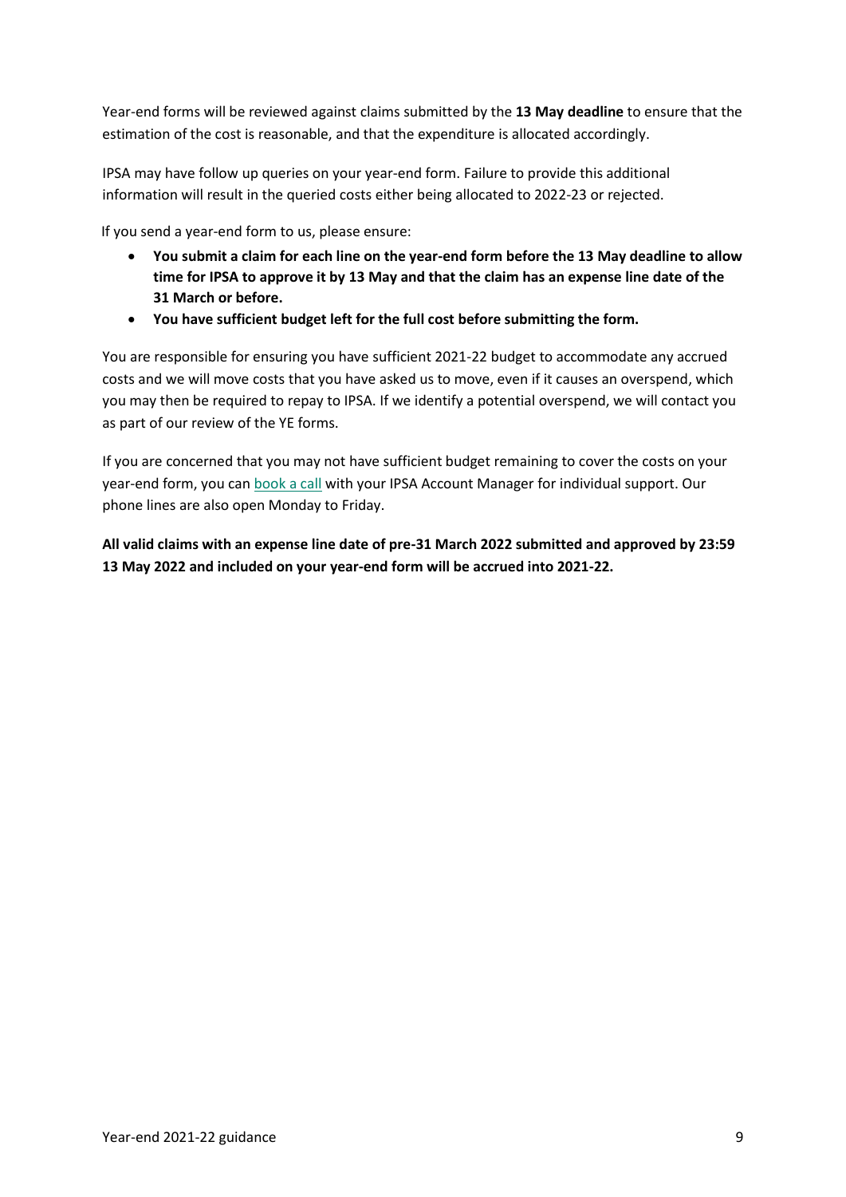Year-end forms will be reviewed against claims submitted by the **13 May deadline** to ensure that the estimation of the cost is reasonable, and that the expenditure is allocated accordingly.

IPSA may have follow up queries on your year-end form. Failure to provide this additional information will result in the queried costs either being allocated to 2022-23 or rejected.

If you send a year-end form to us, please ensure:

- **You submit a claim for each line on the year-end form before the 13 May deadline to allow time for IPSA to approve it by 13 May and that the claim has an expense line date of the 31 March or before.**
- **You have sufficient budget left for the full cost before submitting the form.**

You are responsible for ensuring you have sufficient 2021-22 budget to accommodate any accrued costs and we will move costs that you have asked us to move, even if it causes an overspend, which you may then be required to repay to IPSA. If we identify a potential overspend, we will contact you as part of our review of the YE forms.

If you are concerned that you may not have sufficient budget remaining to cover the costs on your year-end form, you can book a call with your IPSA Account Manager for individual support. Our phone lines are also open Monday to Friday.

**All valid claims with an expense line date of pre-31 March 2022 submitted and approved by 23:59 13 May 2022 and included on your year-end form will be accrued into 2021-22.**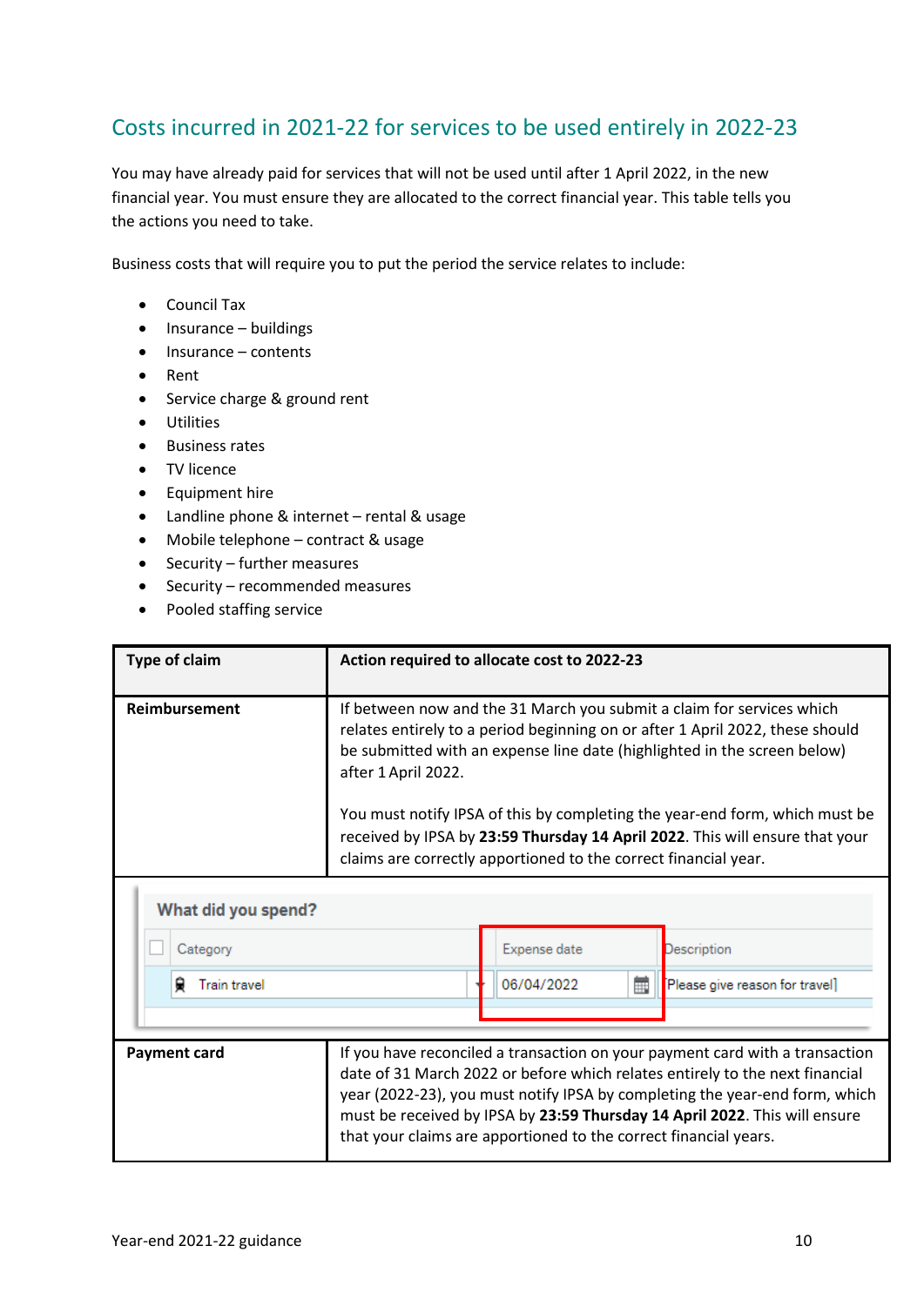## Costs incurred in 2021-22 for services to be used entirely in 2022-23

You may have already paid for services that will not be used until after 1 April 2022, in the new financial year. You must ensure they are allocated to the correct financial year. This table tells you the actions you need to take.

Business costs that will require you to put the period the service relates to include:

- Council Tax
- Insurance – buildings
- Insurance – contents
- Rent
- Service charge & ground rent
- Utilities
- Business rates
- TV licence
- Equipment hire
- Landline phone & internet – rental & usage
- Mobile telephone – contract & usage
- Security – further measures
- Security – recommended measures
- Pooled staffing service

| Type of claim | Action required to allocate cost to 2022-23 |
|---|---|
| **Reimbursement** | If between now and the 31 March you submit a claim for services which relates entirely to a period beginning on or after 1 April 2022, these should be submitted with an expense line date (highlighted in the screen below) after 1 April 2022.<br><br>You must notify IPSA of this by completing the year-end form, which must be received by IPSA by **23:59 Thursday 14 April 2022**. This will ensure that your claims are correctly apportioned to the correct financial year. |
| **Payment card** | If you have reconciled a transaction on your payment card with a transaction date of 31 March 2022 or before which relates entirely to the next financial year (2022-23), you must notify IPSA by completing the year-end form, which must be received by IPSA by **23:59 Thursday 14 April 2022**. This will ensure that your claims are apportioned to the correct financial years. |

**What did you spend?**

| Category | Expense date | Description |
|---|---|---|
| Train travel | 06/04/2022 | [Please give reason for travel] |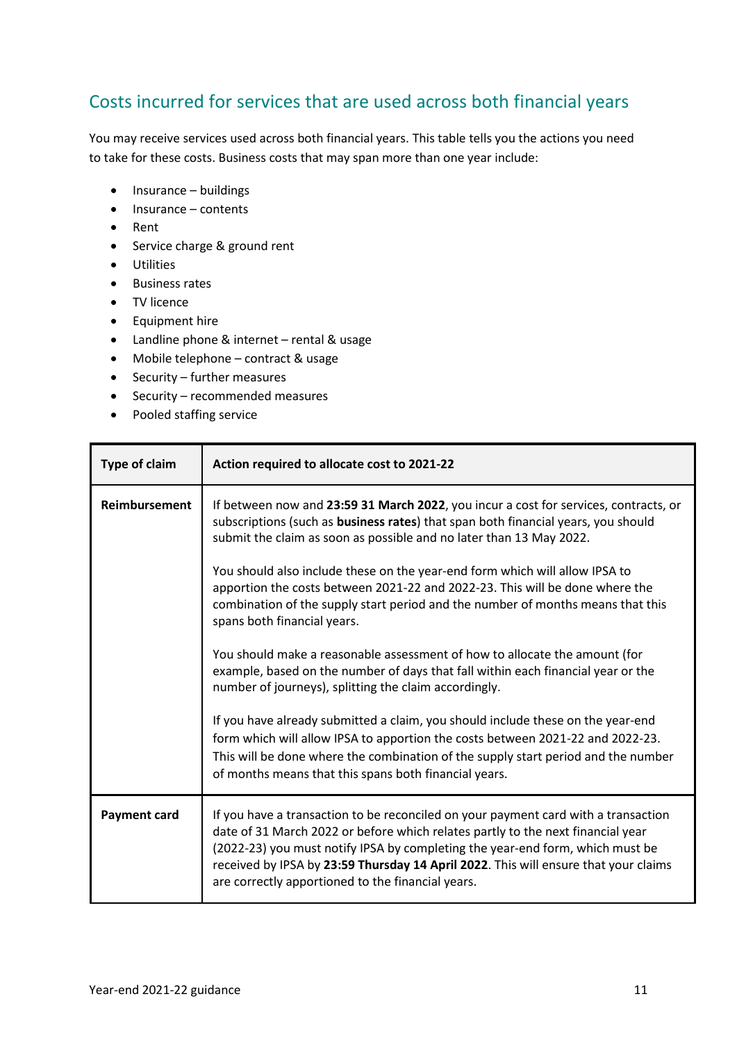## Costs incurred for services that are used across both financial years

You may receive services used across both financial years. This table tells you the actions you need to take for these costs. Business costs that may span more than one year include:

- Insurance – buildings
- Insurance – contents
- Rent
- Service charge & ground rent
- Utilities
- Business rates
- TV licence
- Equipment hire
- Landline phone & internet – rental & usage
- Mobile telephone – contract & usage
- Security – further measures
- Security – recommended measures
- Pooled staffing service

| Type of claim | Action required to allocate cost to 2021-22 |
|---|---|
| **Reimbursement** | If between now and **23:59 31 March 2022**, you incur a cost for services, contracts, or subscriptions (such as **business rates**) that span both financial years, you should submit the claim as soon as possible and no later than 13 May 2022.<br><br>You should also include these on the year-end form which will allow IPSA to apportion the costs between 2021-22 and 2022-23. This will be done where the combination of the supply start period and the number of months means that this spans both financial years.<br><br>You should make a reasonable assessment of how to allocate the amount (for example, based on the number of days that fall within each financial year or the number of journeys), splitting the claim accordingly.<br><br>If you have already submitted a claim, you should include these on the year-end form which will allow IPSA to apportion the costs between 2021-22 and 2022-23. This will be done where the combination of the supply start period and the number of months means that this spans both financial years. |
| **Payment card** | If you have a transaction to be reconciled on your payment card with a transaction date of 31 March 2022 or before which relates partly to the next financial year (2022-23) you must notify IPSA by completing the year-end form, which must be received by IPSA by **23:59 Thursday 14 April 2022**. This will ensure that your claims are correctly apportioned to the financial years. |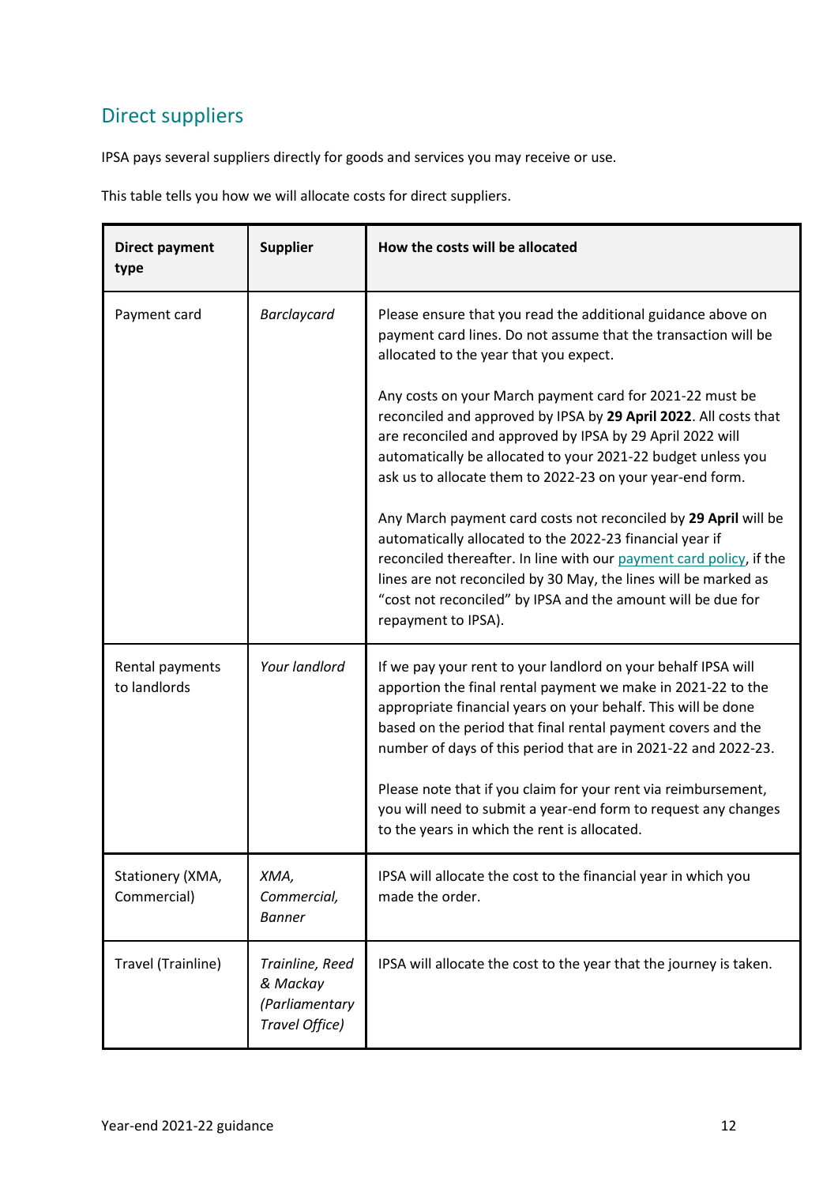## Direct suppliers

IPSA pays several suppliers directly for goods and services you may receive or use.

This table tells you how we will allocate costs for direct suppliers.

| Direct payment type | Supplier | How the costs will be allocated |
|---|---|---|
| Payment card | *Barclaycard* | Please ensure that you read the additional guidance above on payment card lines. Do not assume that the transaction will be allocated to the year that you expect.<br><br>Any costs on your March payment card for 2021-22 must be reconciled and approved by IPSA by **29 April 2022**. All costs that are reconciled and approved by IPSA by 29 April 2022 will automatically be allocated to your 2021-22 budget unless you ask us to allocate them to 2022-23 on your year-end form.<br><br>Any March payment card costs not reconciled by **29 April** will be automatically allocated to the 2022-23 financial year if reconciled thereafter. In line with our payment card policy, if the lines are not reconciled by 30 May, the lines will be marked as "cost not reconciled" by IPSA and the amount will be due for repayment to IPSA). |
| Rental payments to landlords | *Your landlord* | If we pay your rent to your landlord on your behalf IPSA will apportion the final rental payment we make in 2021-22 to the appropriate financial years on your behalf. This will be done based on the period that final rental payment covers and the number of days of this period that are in 2021-22 and 2022-23.<br><br>Please note that if you claim for your rent via reimbursement, you will need to submit a year-end form to request any changes to the years in which the rent is allocated. |
| Stationery (XMA, Commercial) | *XMA, Commercial, Banner* | IPSA will allocate the cost to the financial year in which you made the order. |
| Travel (Trainline) | *Trainline, Reed & Mackay (Parliamentary Travel Office)* | IPSA will allocate the cost to the year that the journey is taken. |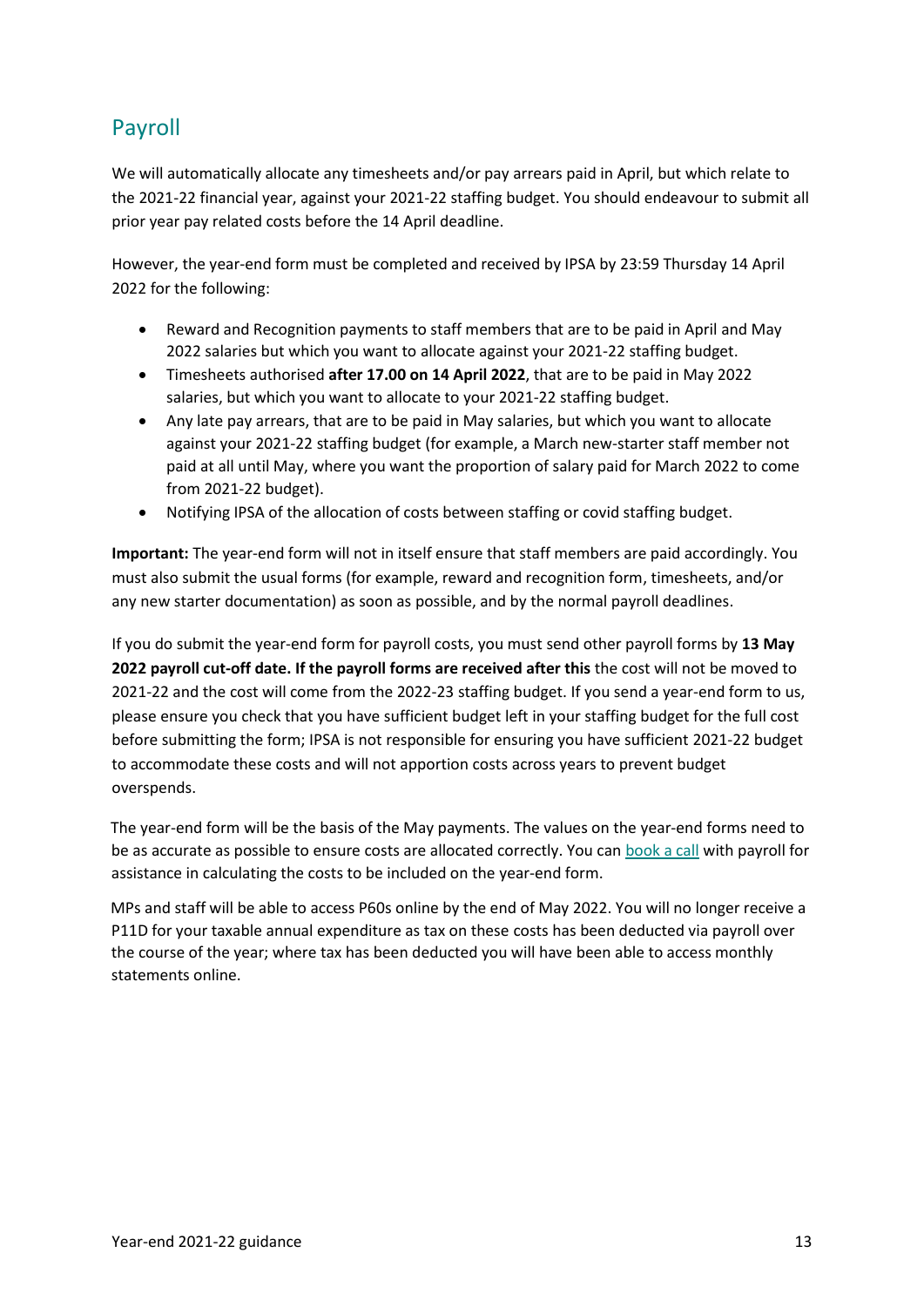## Payroll

We will automatically allocate any timesheets and/or pay arrears paid in April, but which relate to the 2021-22 financial year, against your 2021-22 staffing budget. You should endeavour to submit all prior year pay related costs before the 14 April deadline.

However, the year-end form must be completed and received by IPSA by 23:59 Thursday 14 April 2022 for the following:

- Reward and Recognition payments to staff members that are to be paid in April and May 2022 salaries but which you want to allocate against your 2021-22 staffing budget.
- Timesheets authorised **after 17.00 on 14 April 2022**, that are to be paid in May 2022 salaries, but which you want to allocate to your 2021-22 staffing budget.
- Any late pay arrears, that are to be paid in May salaries, but which you want to allocate against your 2021-22 staffing budget (for example, a March new-starter staff member not paid at all until May, where you want the proportion of salary paid for March 2022 to come from 2021-22 budget).
- Notifying IPSA of the allocation of costs between staffing or covid staffing budget.

**Important:** The year-end form will not in itself ensure that staff members are paid accordingly. You must also submit the usual forms (for example, reward and recognition form, timesheets, and/or any new starter documentation) as soon as possible, and by the normal payroll deadlines.

If you do submit the year-end form for payroll costs, you must send other payroll forms by **13 May 2022 payroll cut-off date. If the payroll forms are received after this** the cost will not be moved to 2021-22 and the cost will come from the 2022-23 staffing budget. If you send a year-end form to us, please ensure you check that you have sufficient budget left in your staffing budget for the full cost before submitting the form; IPSA is not responsible for ensuring you have sufficient 2021-22 budget to accommodate these costs and will not apportion costs across years to prevent budget overspends.

The year-end form will be the basis of the May payments. The values on the year-end forms need to be as accurate as possible to ensure costs are allocated correctly. You can book a call with payroll for assistance in calculating the costs to be included on the year-end form.

MPs and staff will be able to access P60s online by the end of May 2022. You will no longer receive a P11D for your taxable annual expenditure as tax on these costs has been deducted via payroll over the course of the year; where tax has been deducted you will have been able to access monthly statements online.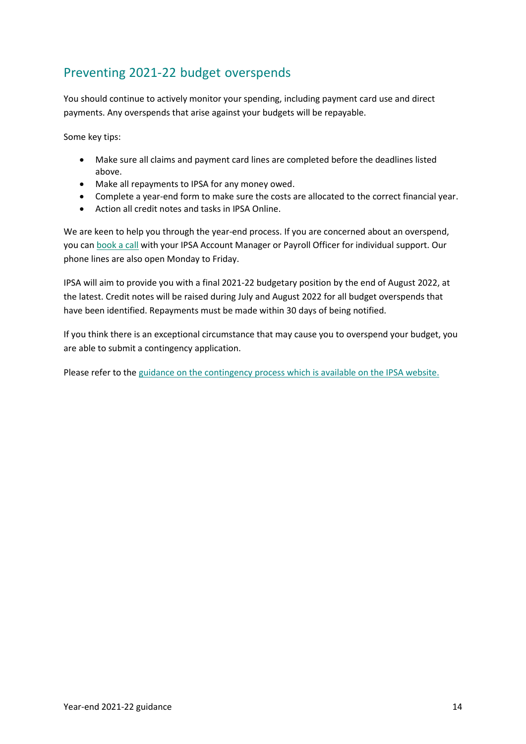## Preventing 2021-22 budget overspends

You should continue to actively monitor your spending, including payment card use and direct payments. Any overspends that arise against your budgets will be repayable.

Some key tips:

- Make sure all claims and payment card lines are completed before the deadlines listed above.
- Make all repayments to IPSA for any money owed.
- Complete a year-end form to make sure the costs are allocated to the correct financial year.
- Action all credit notes and tasks in IPSA Online.

We are keen to help you through the year-end process. If you are concerned about an overspend, you can book a call with your IPSA Account Manager or Payroll Officer for individual support. Our phone lines are also open Monday to Friday.

IPSA will aim to provide you with a final 2021-22 budgetary position by the end of August 2022, at the latest. Credit notes will be raised during July and August 2022 for all budget overspends that have been identified. Repayments must be made within 30 days of being notified.

If you think there is an exceptional circumstance that may cause you to overspend your budget, you are able to submit a contingency application.

Please refer to the guidance on the contingency process which is available on the IPSA website.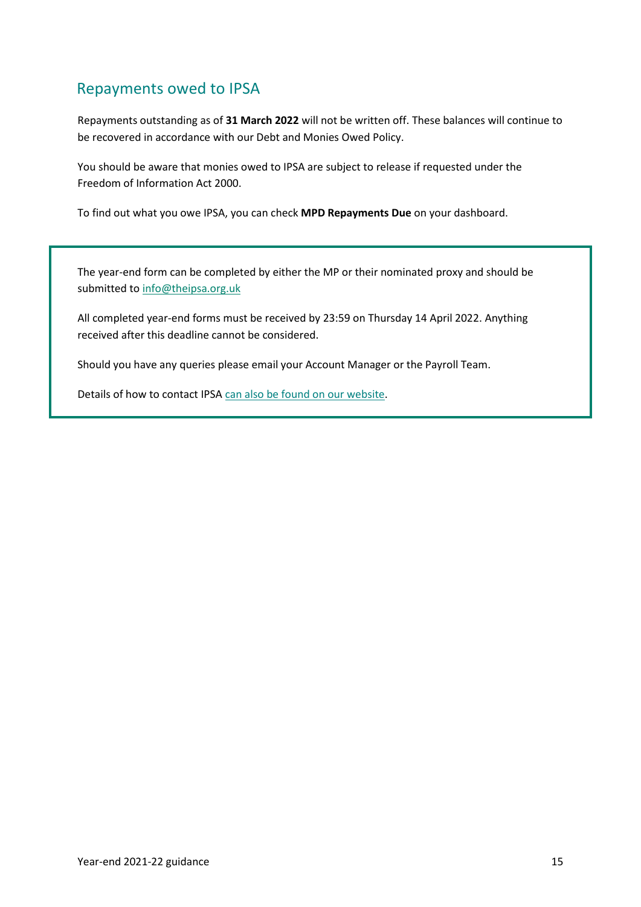## Repayments owed to IPSA

Repayments outstanding as of **31 March 2022** will not be written off. These balances will continue to be recovered in accordance with our Debt and Monies Owed Policy.

You should be aware that monies owed to IPSA are subject to release if requested under the Freedom of Information Act 2000.

To find out what you owe IPSA, you can check **MPD Repayments Due** on your dashboard.

The year-end form can be completed by either the MP or their nominated proxy and should be submitted to info@theipsa.org.uk

All completed year-end forms must be received by 23:59 on Thursday 14 April 2022. Anything received after this deadline cannot be considered.

Should you have any queries please email your Account Manager or the Payroll Team.

Details of how to contact IPSA can also be found on our website.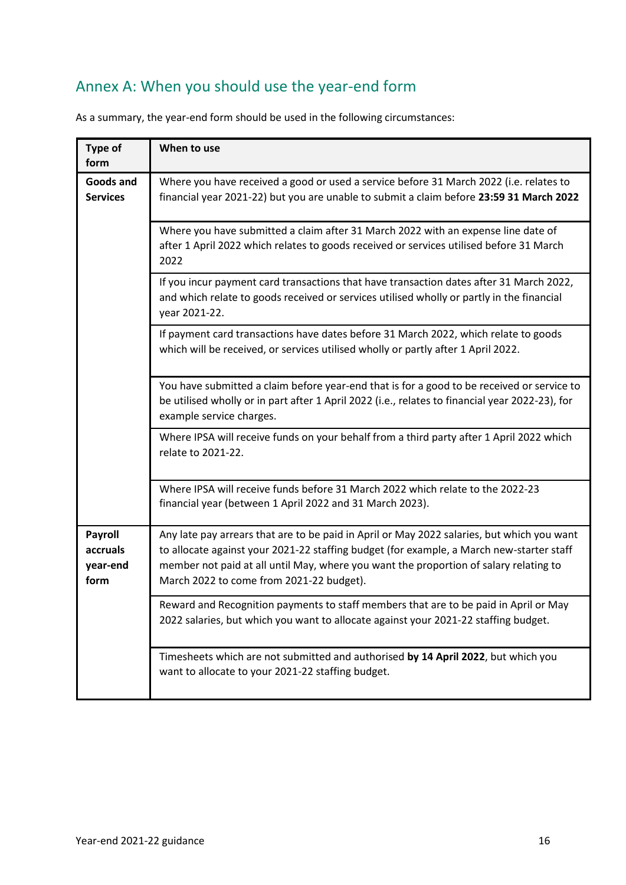## Annex A: When you should use the year-end form

As a summary, the year-end form should be used in the following circumstances:

| Type of form | When to use |
|---|---|
| **Goods and Services** | Where you have received a good or used a service before 31 March 2022 (i.e. relates to financial year 2021-22) but you are unable to submit a claim before **23:59 31 March 2022** |
| | Where you have submitted a claim after 31 March 2022 with an expense line date of after 1 April 2022 which relates to goods received or services utilised before 31 March 2022 |
| | If you incur payment card transactions that have transaction dates after 31 March 2022, and which relate to goods received or services utilised wholly or partly in the financial year 2021-22. |
| | If payment card transactions have dates before 31 March 2022, which relate to goods which will be received, or services utilised wholly or partly after 1 April 2022. |
| | You have submitted a claim before year-end that is for a good to be received or service to be utilised wholly or in part after 1 April 2022 (i.e., relates to financial year 2022-23), for example service charges. |
| | Where IPSA will receive funds on your behalf from a third party after 1 April 2022 which relate to 2021-22. |
| | Where IPSA will receive funds before 31 March 2022 which relate to the 2022-23 financial year (between 1 April 2022 and 31 March 2023). |
| **Payroll accruals year-end form** | Any late pay arrears that are to be paid in April or May 2022 salaries, but which you want to allocate against your 2021-22 staffing budget (for example, a March new-starter staff member not paid at all until May, where you want the proportion of salary relating to March 2022 to come from 2021-22 budget). |
| | Reward and Recognition payments to staff members that are to be paid in April or May 2022 salaries, but which you want to allocate against your 2021-22 staffing budget. |
| | Timesheets which are not submitted and authorised **by 14 April 2022**, but which you want to allocate to your 2021-22 staffing budget. |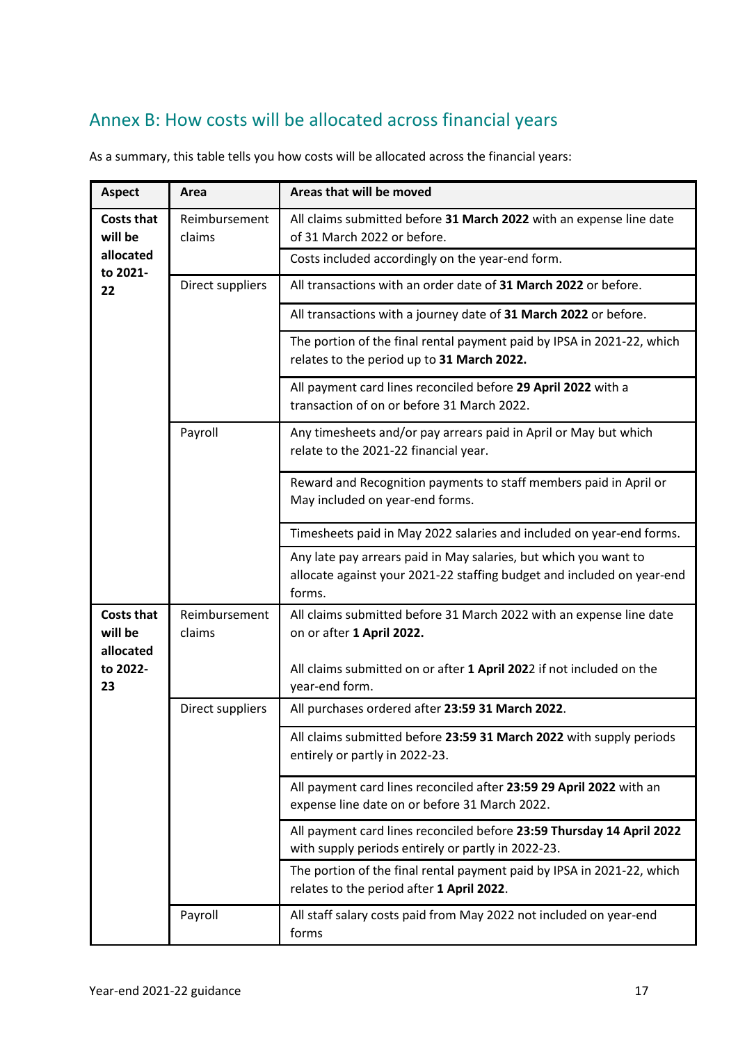## Annex B: How costs will be allocated across financial years

As a summary, this table tells you how costs will be allocated across the financial years:

| Aspect | Area | Areas that will be moved |
|---|---|---|
| **Costs that will be allocated to 2021-22** | Reimbursement claims | All claims submitted before **31 March 2022** with an expense line date of 31 March 2022 or before. |
| | | Costs included accordingly on the year-end form. |
| | Direct suppliers | All transactions with an order date of **31 March 2022** or before. |
| | | All transactions with a journey date of **31 March 2022** or before. |
| | | The portion of the final rental payment paid by IPSA in 2021-22, which relates to the period up to **31 March 2022.** |
| | | All payment card lines reconciled before **29 April 2022** with a transaction of on or before 31 March 2022. |
| | Payroll | Any timesheets and/or pay arrears paid in April or May but which relate to the 2021-22 financial year. |
| | | Reward and Recognition payments to staff members paid in April or May included on year-end forms. |
| | | Timesheets paid in May 2022 salaries and included on year-end forms. |
| | | Any late pay arrears paid in May salaries, but which you want to allocate against your 2021-22 staffing budget and included on year-end forms. |
| **Costs that will be allocated to 2022-23** | Reimbursement claims | All claims submitted before 31 March 2022 with an expense line date on or after **1 April 2022.**<br><br>All claims submitted on or after **1 April 202**2 if not included on the year-end form. |
| | Direct suppliers | All purchases ordered after **23:59 31 March 2022**. |
| | | All claims submitted before **23:59 31 March 2022** with supply periods entirely or partly in 2022-23. |
| | | All payment card lines reconciled after **23:59 29 April 2022** with an expense line date on or before 31 March 2022. |
| | | All payment card lines reconciled before **23:59 Thursday 14 April 2022** with supply periods entirely or partly in 2022-23. |
| | | The portion of the final rental payment paid by IPSA in 2021-22, which relates to the period after **1 April 2022**. |
| | Payroll | All staff salary costs paid from May 2022 not included on year-end forms |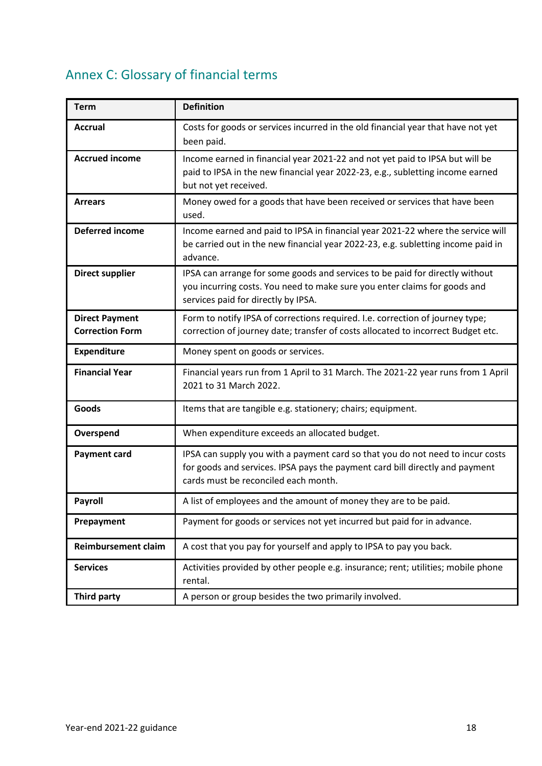## Annex C: Glossary of financial terms

| Term | Definition |
|---|---|
| **Accrual** | Costs for goods or services incurred in the old financial year that have not yet been paid. |
| **Accrued income** | Income earned in financial year 2021-22 and not yet paid to IPSA but will be paid to IPSA in the new financial year 2022-23, e.g., subletting income earned but not yet received. |
| **Arrears** | Money owed for a goods that have been received or services that have been used. |
| **Deferred income** | Income earned and paid to IPSA in financial year 2021-22 where the service will be carried out in the new financial year 2022-23, e.g. subletting income paid in advance. |
| **Direct supplier** | IPSA can arrange for some goods and services to be paid for directly without you incurring costs. You need to make sure you enter claims for goods and services paid for directly by IPSA. |
| **Direct Payment Correction Form** | Form to notify IPSA of corrections required. I.e. correction of journey type; correction of journey date; transfer of costs allocated to incorrect Budget etc. |
| **Expenditure** | Money spent on goods or services. |
| **Financial Year** | Financial years run from 1 April to 31 March. The 2021-22 year runs from 1 April 2021 to 31 March 2022. |
| **Goods** | Items that are tangible e.g. stationery; chairs; equipment. |
| **Overspend** | When expenditure exceeds an allocated budget. |
| **Payment card** | IPSA can supply you with a payment card so that you do not need to incur costs for goods and services. IPSA pays the payment card bill directly and payment cards must be reconciled each month. |
| **Payroll** | A list of employees and the amount of money they are to be paid. |
| **Prepayment** | Payment for goods or services not yet incurred but paid for in advance. |
| **Reimbursement claim** | A cost that you pay for yourself and apply to IPSA to pay you back. |
| **Services** | Activities provided by other people e.g. insurance; rent; utilities; mobile phone rental. |
| **Third party** | A person or group besides the two primarily involved. |